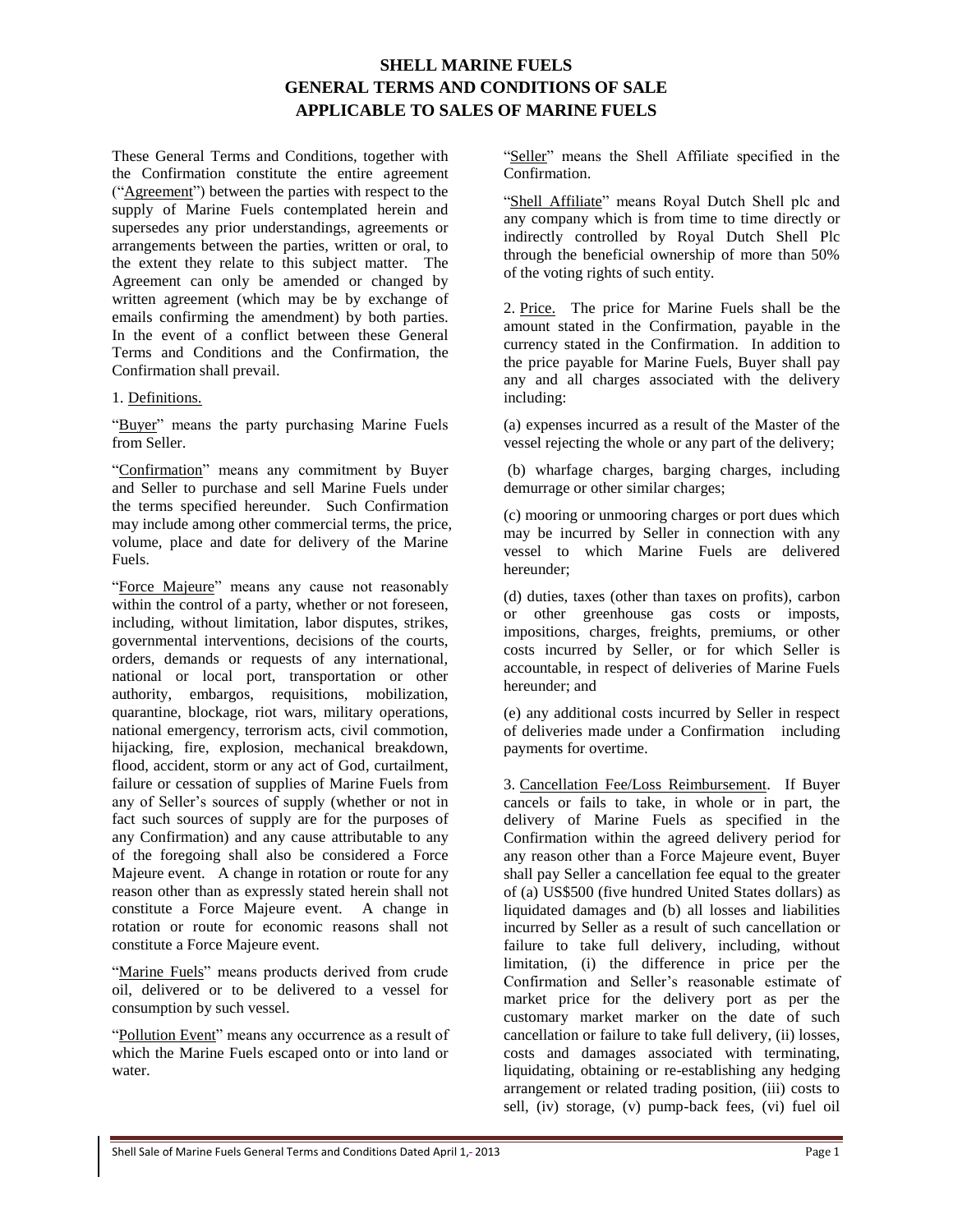# SHELL MARINE FUELS
# GENERAL TERMS AND CONDITIONS OF SALE
# APPLICABLE TO SALES OF MARINE FUELS

These General Terms and Conditions, together with the Confirmation constitute the entire agreement ("Agreement") between the parties with respect to the supply of Marine Fuels contemplated herein and supersedes any prior understandings, agreements or arrangements between the parties, written or oral, to the extent they relate to this subject matter. The Agreement can only be amended or changed by written agreement (which may be by exchange of emails confirming the amendment) by both parties. In the event of a conflict between these General Terms and Conditions and the Confirmation, the Confirmation shall prevail.

1. Definitions.

"Buyer" means the party purchasing Marine Fuels from Seller.

"Confirmation" means any commitment by Buyer and Seller to purchase and sell Marine Fuels under the terms specified hereunder. Such Confirmation may include among other commercial terms, the price, volume, place and date for delivery of the Marine Fuels.

"Force Majeure" means any cause not reasonably within the control of a party, whether or not foreseen, including, without limitation, labor disputes, strikes, governmental interventions, decisions of the courts, orders, demands or requests of any international, national or local port, transportation or other authority, embargos, requisitions, mobilization, quarantine, blockage, riot wars, military operations, national emergency, terrorism acts, civil commotion, hijacking, fire, explosion, mechanical breakdown, flood, accident, storm or any act of God, curtailment, failure or cessation of supplies of Marine Fuels from any of Seller's sources of supply (whether or not in fact such sources of supply are for the purposes of any Confirmation) and any cause attributable to any of the foregoing shall also be considered a Force Majeure event. A change in rotation or route for any reason other than as expressly stated herein shall not constitute a Force Majeure event. A change in rotation or route for economic reasons shall not constitute a Force Majeure event.

"Marine Fuels" means products derived from crude oil, delivered or to be delivered to a vessel for consumption by such vessel.

"Pollution Event" means any occurrence as a result of which the Marine Fuels escaped onto or into land or water.

"Seller" means the Shell Affiliate specified in the Confirmation.

"Shell Affiliate" means Royal Dutch Shell plc and any company which is from time to time directly or indirectly controlled by Royal Dutch Shell Plc through the beneficial ownership of more than 50% of the voting rights of such entity.

2. Price. The price for Marine Fuels shall be the amount stated in the Confirmation, payable in the currency stated in the Confirmation. In addition to the price payable for Marine Fuels, Buyer shall pay any and all charges associated with the delivery including:

(a) expenses incurred as a result of the Master of the vessel rejecting the whole or any part of the delivery;

(b) wharfage charges, barging charges, including demurrage or other similar charges;

(c) mooring or unmooring charges or port dues which may be incurred by Seller in connection with any vessel to which Marine Fuels are delivered hereunder;

(d) duties, taxes (other than taxes on profits), carbon or other greenhouse gas costs or imposts, impositions, charges, freights, premiums, or other costs incurred by Seller, or for which Seller is accountable, in respect of deliveries of Marine Fuels hereunder; and

(e) any additional costs incurred by Seller in respect of deliveries made under a Confirmation including payments for overtime.

3. Cancellation Fee/Loss Reimbursement. If Buyer cancels or fails to take, in whole or in part, the delivery of Marine Fuels as specified in the Confirmation within the agreed delivery period for any reason other than a Force Majeure event, Buyer shall pay Seller a cancellation fee equal to the greater of (a) US$500 (five hundred United States dollars) as liquidated damages and (b) all losses and liabilities incurred by Seller as a result of such cancellation or failure to take full delivery, including, without limitation, (i) the difference in price per the Confirmation and Seller's reasonable estimate of market price for the delivery port as per the customary market marker on the date of such cancellation or failure to take full delivery, (ii) losses, costs and damages associated with terminating, liquidating, obtaining or re-establishing any hedging arrangement or related trading position, (iii) costs to sell, (iv) storage, (v) pump-back fees, (vi) fuel oil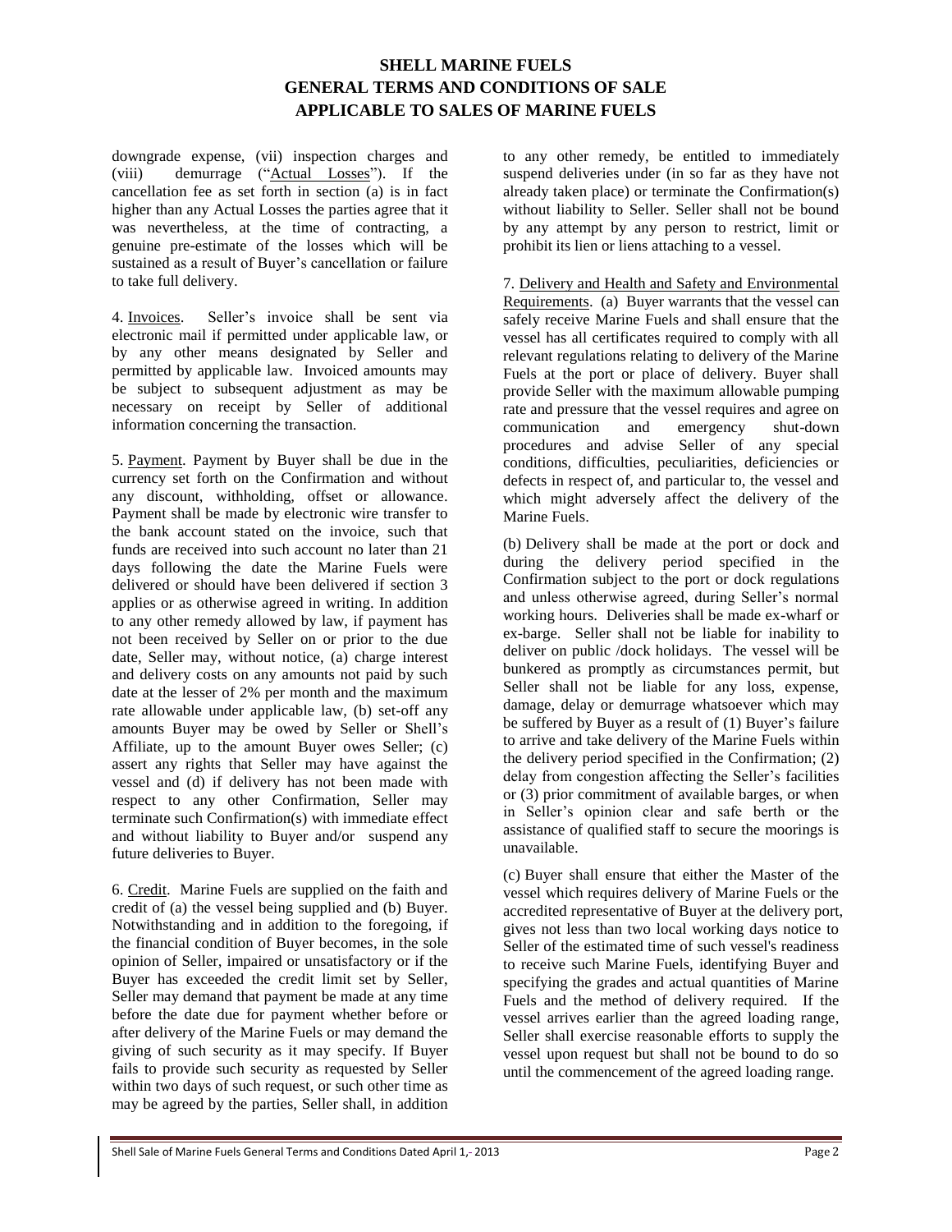downgrade expense, (vii) inspection charges and (viii) demurrage ("Actual Losses"). If the cancellation fee as set forth in section (a) is in fact higher than any Actual Losses the parties agree that it was nevertheless, at the time of contracting, a genuine pre-estimate of the losses which will be sustained as a result of Buyer's cancellation or failure to take full delivery.

4. Invoices. Seller's invoice shall be sent via electronic mail if permitted under applicable law, or by any other means designated by Seller and permitted by applicable law. Invoiced amounts may be subject to subsequent adjustment as may be necessary on receipt by Seller of additional information concerning the transaction.

5. Payment. Payment by Buyer shall be due in the currency set forth on the Confirmation and without any discount, withholding, offset or allowance. Payment shall be made by electronic wire transfer to the bank account stated on the invoice, such that funds are received into such account no later than 21 days following the date the Marine Fuels were delivered or should have been delivered if section 3 applies or as otherwise agreed in writing. In addition to any other remedy allowed by law, if payment has not been received by Seller on or prior to the due date, Seller may, without notice, (a) charge interest and delivery costs on any amounts not paid by such date at the lesser of 2% per month and the maximum rate allowable under applicable law, (b) set-off any amounts Buyer may be owed by Seller or Shell's Affiliate, up to the amount Buyer owes Seller; (c) assert any rights that Seller may have against the vessel and (d) if delivery has not been made with respect to any other Confirmation, Seller may terminate such Confirmation(s) with immediate effect and without liability to Buyer and/or suspend any future deliveries to Buyer.

6. Credit. Marine Fuels are supplied on the faith and credit of (a) the vessel being supplied and (b) Buyer. Notwithstanding and in addition to the foregoing, if the financial condition of Buyer becomes, in the sole opinion of Seller, impaired or unsatisfactory or if the Buyer has exceeded the credit limit set by Seller, Seller may demand that payment be made at any time before the date due for payment whether before or after delivery of the Marine Fuels or may demand the giving of such security as it may specify. If Buyer fails to provide such security as requested by Seller within two days of such request, or such other time as may be agreed by the parties, Seller shall, in addition to any other remedy, be entitled to immediately suspend deliveries under (in so far as they have not already taken place) or terminate the Confirmation(s) without liability to Seller. Seller shall not be bound by any attempt by any person to restrict, limit or prohibit its lien or liens attaching to a vessel.

7. Delivery and Health and Safety and Environmental Requirements. (a) Buyer warrants that the vessel can safely receive Marine Fuels and shall ensure that the vessel has all certificates required to comply with all relevant regulations relating to delivery of the Marine Fuels at the port or place of delivery. Buyer shall provide Seller with the maximum allowable pumping rate and pressure that the vessel requires and agree on communication and emergency shut-down procedures and advise Seller of any special conditions, difficulties, peculiarities, deficiencies or defects in respect of, and particular to, the vessel and which might adversely affect the delivery of the Marine Fuels.

(b) Delivery shall be made at the port or dock and during the delivery period specified in the Confirmation subject to the port or dock regulations and unless otherwise agreed, during Seller's normal working hours. Deliveries shall be made ex-wharf or ex-barge. Seller shall not be liable for inability to deliver on public /dock holidays. The vessel will be bunkered as promptly as circumstances permit, but Seller shall not be liable for any loss, expense, damage, delay or demurrage whatsoever which may be suffered by Buyer as a result of (1) Buyer's failure to arrive and take delivery of the Marine Fuels within the delivery period specified in the Confirmation; (2) delay from congestion affecting the Seller's facilities or (3) prior commitment of available barges, or when in Seller's opinion clear and safe berth or the assistance of qualified staff to secure the moorings is unavailable.

(c) Buyer shall ensure that either the Master of the vessel which requires delivery of Marine Fuels or the accredited representative of Buyer at the delivery port, gives not less than two local working days notice to Seller of the estimated time of such vessel's readiness to receive such Marine Fuels, identifying Buyer and specifying the grades and actual quantities of Marine Fuels and the method of delivery required. If the vessel arrives earlier than the agreed loading range, Seller shall exercise reasonable efforts to supply the vessel upon request but shall not be bound to do so until the commencement of the agreed loading range.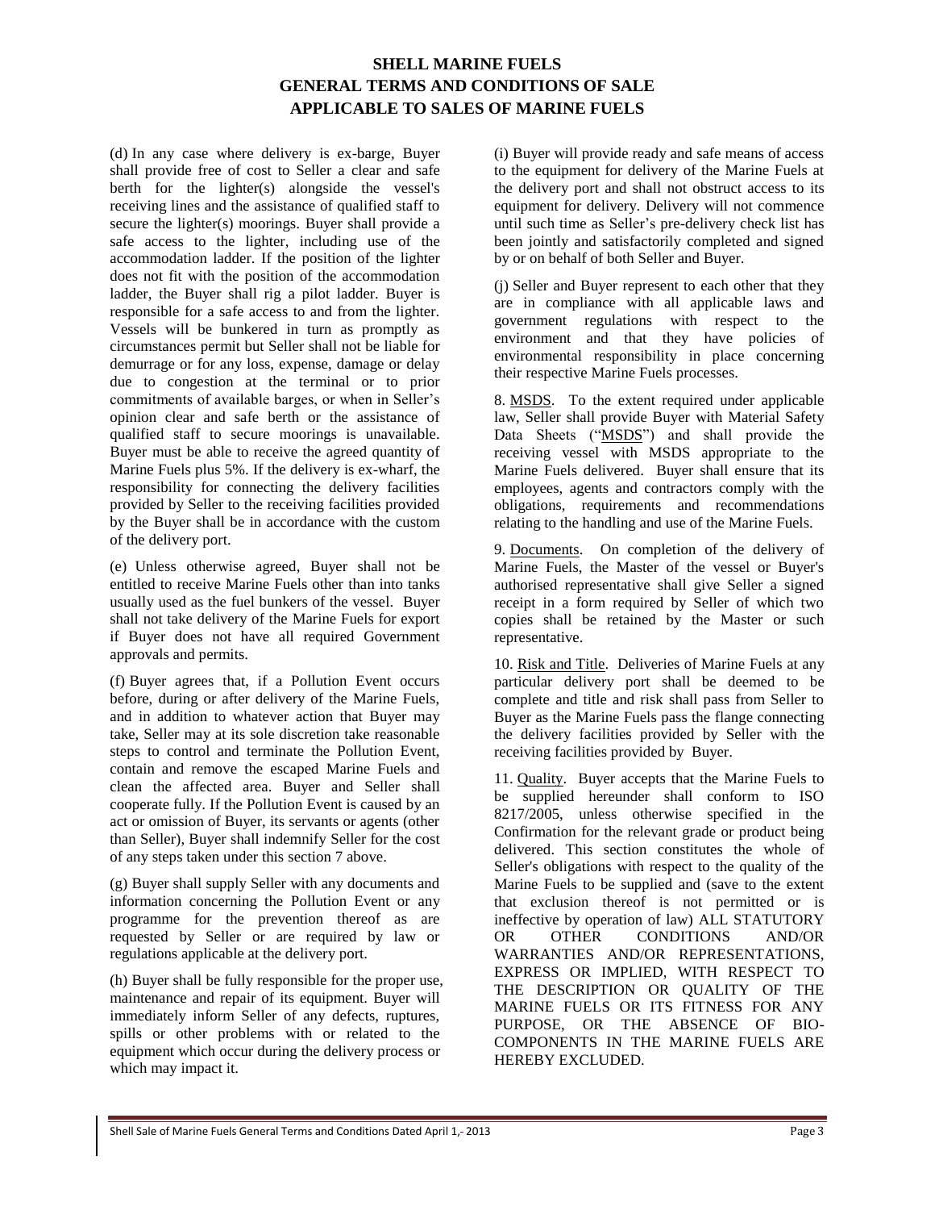(d) In any case where delivery is ex-barge, Buyer shall provide free of cost to Seller a clear and safe berth for the lighter(s) alongside the vessel's receiving lines and the assistance of qualified staff to secure the lighter(s) moorings. Buyer shall provide a safe access to the lighter, including use of the accommodation ladder. If the position of the lighter does not fit with the position of the accommodation ladder, the Buyer shall rig a pilot ladder. Buyer is responsible for a safe access to and from the lighter. Vessels will be bunkered in turn as promptly as circumstances permit but Seller shall not be liable for demurrage or for any loss, expense, damage or delay due to congestion at the terminal or to prior commitments of available barges, or when in Seller's opinion clear and safe berth or the assistance of qualified staff to secure moorings is unavailable. Buyer must be able to receive the agreed quantity of Marine Fuels plus 5%. If the delivery is ex-wharf, the responsibility for connecting the delivery facilities provided by Seller to the receiving facilities provided by the Buyer shall be in accordance with the custom of the delivery port.

(e) Unless otherwise agreed, Buyer shall not be entitled to receive Marine Fuels other than into tanks usually used as the fuel bunkers of the vessel. Buyer shall not take delivery of the Marine Fuels for export if Buyer does not have all required Government approvals and permits.

(f) Buyer agrees that, if a Pollution Event occurs before, during or after delivery of the Marine Fuels, and in addition to whatever action that Buyer may take, Seller may at its sole discretion take reasonable steps to control and terminate the Pollution Event, contain and remove the escaped Marine Fuels and clean the affected area. Buyer and Seller shall cooperate fully. If the Pollution Event is caused by an act or omission of Buyer, its servants or agents (other than Seller), Buyer shall indemnify Seller for the cost of any steps taken under this section 7 above.

(g) Buyer shall supply Seller with any documents and information concerning the Pollution Event or any programme for the prevention thereof as are requested by Seller or are required by law or regulations applicable at the delivery port.

(h) Buyer shall be fully responsible for the proper use, maintenance and repair of its equipment. Buyer will immediately inform Seller of any defects, ruptures, spills or other problems with or related to the equipment which occur during the delivery process or which may impact it.

(i) Buyer will provide ready and safe means of access to the equipment for delivery of the Marine Fuels at the delivery port and shall not obstruct access to its equipment for delivery. Delivery will not commence until such time as Seller's pre-delivery check list has been jointly and satisfactorily completed and signed by or on behalf of both Seller and Buyer.

(j) Seller and Buyer represent to each other that they are in compliance with all applicable laws and government regulations with respect to the environment and that they have policies of environmental responsibility in place concerning their respective Marine Fuels processes.

8. MSDS. To the extent required under applicable law, Seller shall provide Buyer with Material Safety Data Sheets ("MSDS") and shall provide the receiving vessel with MSDS appropriate to the Marine Fuels delivered. Buyer shall ensure that its employees, agents and contractors comply with the obligations, requirements and recommendations relating to the handling and use of the Marine Fuels.

9. Documents. On completion of the delivery of Marine Fuels, the Master of the vessel or Buyer's authorised representative shall give Seller a signed receipt in a form required by Seller of which two copies shall be retained by the Master or such representative.

10. Risk and Title. Deliveries of Marine Fuels at any particular delivery port shall be deemed to be complete and title and risk shall pass from Seller to Buyer as the Marine Fuels pass the flange connecting the delivery facilities provided by Seller with the receiving facilities provided by Buyer.

11. Quality. Buyer accepts that the Marine Fuels to be supplied hereunder shall conform to ISO 8217/2005, unless otherwise specified in the Confirmation for the relevant grade or product being delivered. This section constitutes the whole of Seller's obligations with respect to the quality of the Marine Fuels to be supplied and (save to the extent that exclusion thereof is not permitted or is ineffective by operation of law) ALL STATUTORY OR OTHER CONDITIONS AND/OR WARRANTIES AND/OR REPRESENTATIONS, EXPRESS OR IMPLIED, WITH RESPECT TO THE DESCRIPTION OR QUALITY OF THE MARINE FUELS OR ITS FITNESS FOR ANY PURPOSE, OR THE ABSENCE OF BIO-COMPONENTS IN THE MARINE FUELS ARE HEREBY EXCLUDED.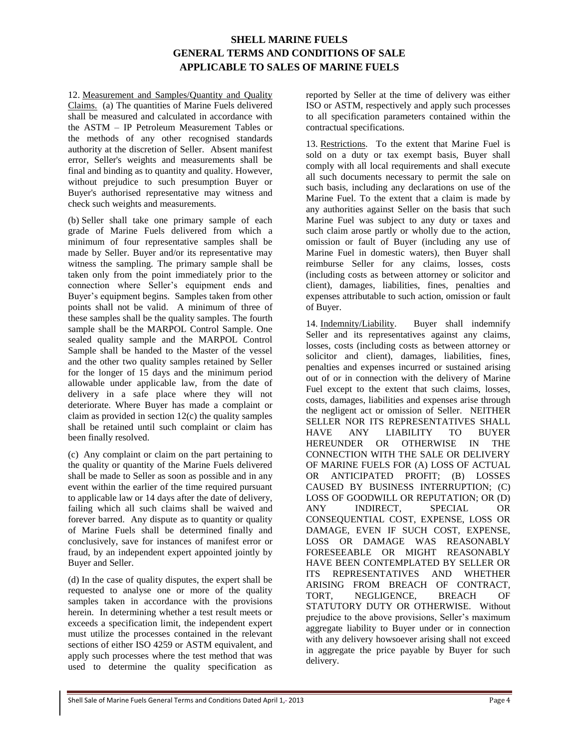# SHELL MARINE FUELS GENERAL TERMS AND CONDITIONS OF SALE APPLICABLE TO SALES OF MARINE FUELS

12. Measurement and Samples/Quantity and Quality Claims. (a) The quantities of Marine Fuels delivered shall be measured and calculated in accordance with the ASTM – IP Petroleum Measurement Tables or the methods of any other recognised standards authority at the discretion of Seller. Absent manifest error, Seller's weights and measurements shall be final and binding as to quantity and quality. However, without prejudice to such presumption Buyer or Buyer's authorised representative may witness and check such weights and measurements.

(b) Seller shall take one primary sample of each grade of Marine Fuels delivered from which a minimum of four representative samples shall be made by Seller. Buyer and/or its representative may witness the sampling. The primary sample shall be taken only from the point immediately prior to the connection where Seller's equipment ends and Buyer's equipment begins. Samples taken from other points shall not be valid. A minimum of three of these samples shall be the quality samples. The fourth sample shall be the MARPOL Control Sample. One sealed quality sample and the MARPOL Control Sample shall be handed to the Master of the vessel and the other two quality samples retained by Seller for the longer of 15 days and the minimum period allowable under applicable law, from the date of delivery in a safe place where they will not deteriorate. Where Buyer has made a complaint or claim as provided in section 12(c) the quality samples shall be retained until such complaint or claim has been finally resolved.

(c) Any complaint or claim on the part pertaining to the quality or quantity of the Marine Fuels delivered shall be made to Seller as soon as possible and in any event within the earlier of the time required pursuant to applicable law or 14 days after the date of delivery, failing which all such claims shall be waived and forever barred. Any dispute as to quantity or quality of Marine Fuels shall be determined finally and conclusively, save for instances of manifest error or fraud, by an independent expert appointed jointly by Buyer and Seller.

(d) In the case of quality disputes, the expert shall be requested to analyse one or more of the quality samples taken in accordance with the provisions herein. In determining whether a test result meets or exceeds a specification limit, the independent expert must utilize the processes contained in the relevant sections of either ISO 4259 or ASTM equivalent, and apply such processes where the test method that was used to determine the quality specification as reported by Seller at the time of delivery was either ISO or ASTM, respectively and apply such processes to all specification parameters contained within the contractual specifications.

13. Restrictions. To the extent that Marine Fuel is sold on a duty or tax exempt basis, Buyer shall comply with all local requirements and shall execute all such documents necessary to permit the sale on such basis, including any declarations on use of the Marine Fuel. To the extent that a claim is made by any authorities against Seller on the basis that such Marine Fuel was subject to any duty or taxes and such claim arose partly or wholly due to the action, omission or fault of Buyer (including any use of Marine Fuel in domestic waters), then Buyer shall reimburse Seller for any claims, losses, costs (including costs as between attorney or solicitor and client), damages, liabilities, fines, penalties and expenses attributable to such action, omission or fault of Buyer.

14. Indemnity/Liability. Buyer shall indemnify Seller and its representatives against any claims, losses, costs (including costs as between attorney or solicitor and client), damages, liabilities, fines, penalties and expenses incurred or sustained arising out of or in connection with the delivery of Marine Fuel except to the extent that such claims, losses, costs, damages, liabilities and expenses arise through the negligent act or omission of Seller. NEITHER SELLER NOR ITS REPRESENTATIVES SHALL HAVE ANY LIABILITY TO BUYER HEREUNDER OR OTHERWISE IN THE CONNECTION WITH THE SALE OR DELIVERY OF MARINE FUELS FOR (A) LOSS OF ACTUAL OR ANTICIPATED PROFIT; (B) LOSSES CAUSED BY BUSINESS INTERRUPTION; (C) LOSS OF GOODWILL OR REPUTATION; OR (D) ANY INDIRECT, SPECIAL OR CONSEQUENTIAL COST, EXPENSE, LOSS OR DAMAGE, EVEN IF SUCH COST, EXPENSE, LOSS OR DAMAGE WAS REASONABLY FORESEEABLE OR MIGHT REASONABLY HAVE BEEN CONTEMPLATED BY SELLER OR ITS REPRESENTATIVES AND WHETHER ARISING FROM BREACH OF CONTRACT, TORT, NEGLIGENCE, BREACH OF STATUTORY DUTY OR OTHERWISE. Without prejudice to the above provisions, Seller's maximum aggregate liability to Buyer under or in connection with any delivery howsoever arising shall not exceed in aggregate the price payable by Buyer for such delivery.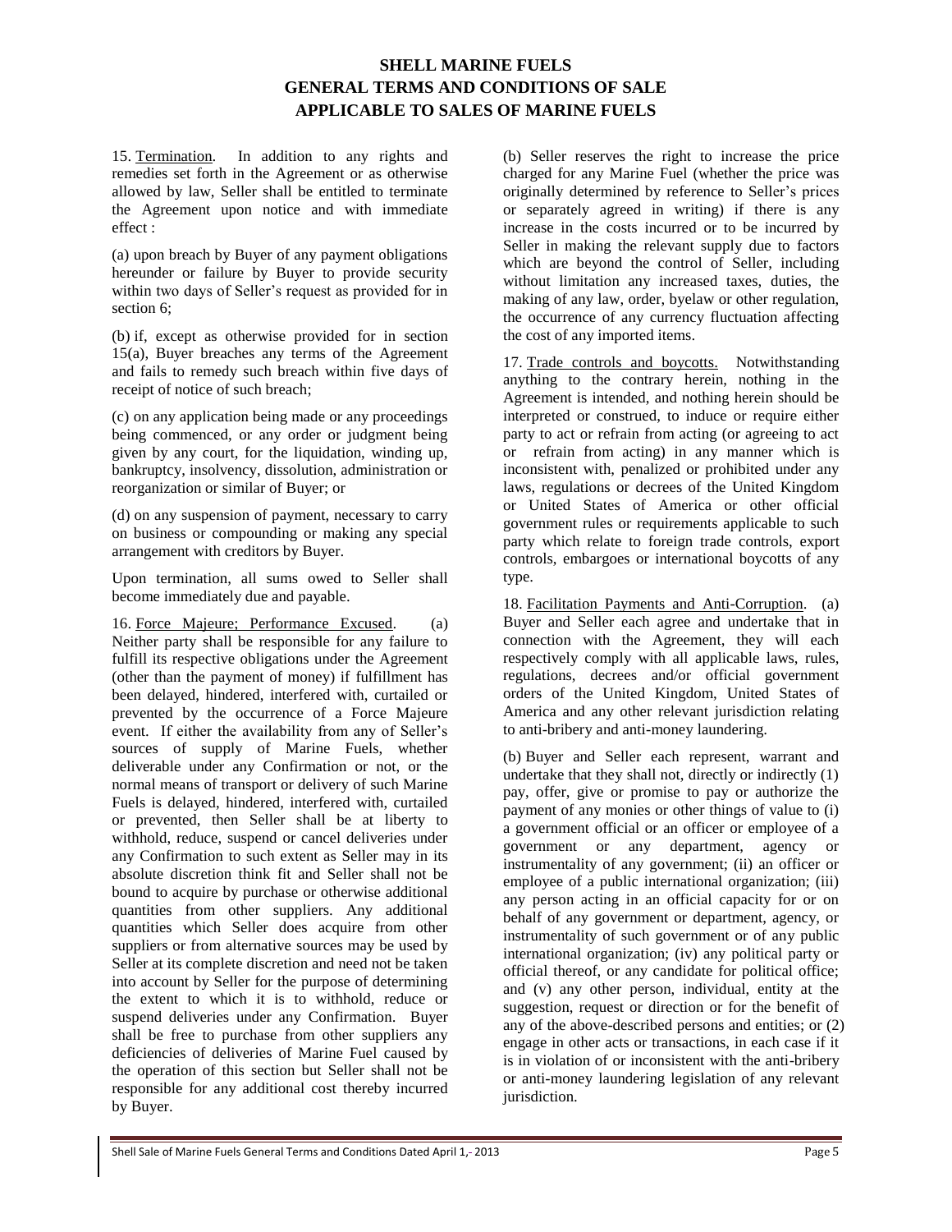# SHELL MARINE FUELS
# GENERAL TERMS AND CONDITIONS OF SALE
# APPLICABLE TO SALES OF MARINE FUELS

15. Termination. In addition to any rights and remedies set forth in the Agreement or as otherwise allowed by law, Seller shall be entitled to terminate the Agreement upon notice and with immediate effect :

(a) upon breach by Buyer of any payment obligations hereunder or failure by Buyer to provide security within two days of Seller's request as provided for in section 6;

(b) if, except as otherwise provided for in section 15(a), Buyer breaches any terms of the Agreement and fails to remedy such breach within five days of receipt of notice of such breach;

(c) on any application being made or any proceedings being commenced, or any order or judgment being given by any court, for the liquidation, winding up, bankruptcy, insolvency, dissolution, administration or reorganization or similar of Buyer; or

(d) on any suspension of payment, necessary to carry on business or compounding or making any special arrangement with creditors by Buyer.

Upon termination, all sums owed to Seller shall become immediately due and payable.

16. Force Majeure; Performance Excused. (a) Neither party shall be responsible for any failure to fulfill its respective obligations under the Agreement (other than the payment of money) if fulfillment has been delayed, hindered, interfered with, curtailed or prevented by the occurrence of a Force Majeure event. If either the availability from any of Seller's sources of supply of Marine Fuels, whether deliverable under any Confirmation or not, or the normal means of transport or delivery of such Marine Fuels is delayed, hindered, interfered with, curtailed or prevented, then Seller shall be at liberty to withhold, reduce, suspend or cancel deliveries under any Confirmation to such extent as Seller may in its absolute discretion think fit and Seller shall not be bound to acquire by purchase or otherwise additional quantities from other suppliers. Any additional quantities which Seller does acquire from other suppliers or from alternative sources may be used by Seller at its complete discretion and need not be taken into account by Seller for the purpose of determining the extent to which it is to withhold, reduce or suspend deliveries under any Confirmation. Buyer shall be free to purchase from other suppliers any deficiencies of deliveries of Marine Fuel caused by the operation of this section but Seller shall not be responsible for any additional cost thereby incurred by Buyer.

(b) Seller reserves the right to increase the price charged for any Marine Fuel (whether the price was originally determined by reference to Seller's prices or separately agreed in writing) if there is any increase in the costs incurred or to be incurred by Seller in making the relevant supply due to factors which are beyond the control of Seller, including without limitation any increased taxes, duties, the making of any law, order, byelaw or other regulation, the occurrence of any currency fluctuation affecting the cost of any imported items.

17. Trade controls and boycotts. Notwithstanding anything to the contrary herein, nothing in the Agreement is intended, and nothing herein should be interpreted or construed, to induce or require either party to act or refrain from acting (or agreeing to act or refrain from acting) in any manner which is inconsistent with, penalized or prohibited under any laws, regulations or decrees of the United Kingdom or United States of America or other official government rules or requirements applicable to such party which relate to foreign trade controls, export controls, embargoes or international boycotts of any type.

18. Facilitation Payments and Anti-Corruption. (a) Buyer and Seller each agree and undertake that in connection with the Agreement, they will each respectively comply with all applicable laws, rules, regulations, decrees and/or official government orders of the United Kingdom, United States of America and any other relevant jurisdiction relating to anti-bribery and anti-money laundering.

(b) Buyer and Seller each represent, warrant and undertake that they shall not, directly or indirectly (1) pay, offer, give or promise to pay or authorize the payment of any monies or other things of value to (i) a government official or an officer or employee of a government or any department, agency or instrumentality of any government; (ii) an officer or employee of a public international organization; (iii) any person acting in an official capacity for or on behalf of any government or department, agency, or instrumentality of such government or of any public international organization; (iv) any political party or official thereof, or any candidate for political office; and (v) any other person, individual, entity at the suggestion, request or direction or for the benefit of any of the above-described persons and entities; or (2) engage in other acts or transactions, in each case if it is in violation of or inconsistent with the anti-bribery or anti-money laundering legislation of any relevant jurisdiction.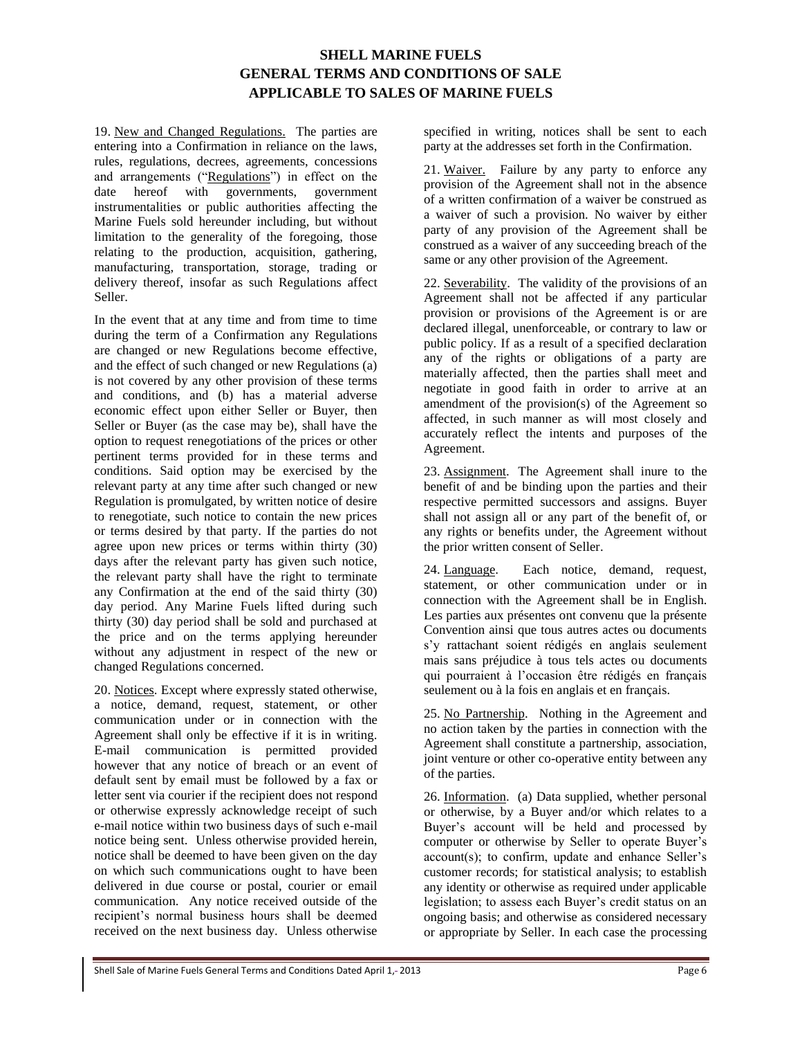19. New and Changed Regulations. The parties are entering into a Confirmation in reliance on the laws, rules, regulations, decrees, agreements, concessions and arrangements ("Regulations") in effect on the date hereof with governments, government instrumentalities or public authorities affecting the Marine Fuels sold hereunder including, but without limitation to the generality of the foregoing, those relating to the production, acquisition, gathering, manufacturing, transportation, storage, trading or delivery thereof, insofar as such Regulations affect Seller.

In the event that at any time and from time to time during the term of a Confirmation any Regulations are changed or new Regulations become effective, and the effect of such changed or new Regulations (a) is not covered by any other provision of these terms and conditions, and (b) has a material adverse economic effect upon either Seller or Buyer, then Seller or Buyer (as the case may be), shall have the option to request renegotiations of the prices or other pertinent terms provided for in these terms and conditions. Said option may be exercised by the relevant party at any time after such changed or new Regulation is promulgated, by written notice of desire to renegotiate, such notice to contain the new prices or terms desired by that party. If the parties do not agree upon new prices or terms within thirty (30) days after the relevant party has given such notice, the relevant party shall have the right to terminate any Confirmation at the end of the said thirty (30) day period. Any Marine Fuels lifted during such thirty (30) day period shall be sold and purchased at the price and on the terms applying hereunder without any adjustment in respect of the new or changed Regulations concerned.

20. Notices. Except where expressly stated otherwise, a notice, demand, request, statement, or other communication under or in connection with the Agreement shall only be effective if it is in writing. E-mail communication is permitted provided however that any notice of breach or an event of default sent by email must be followed by a fax or letter sent via courier if the recipient does not respond or otherwise expressly acknowledge receipt of such e-mail notice within two business days of such e-mail notice being sent. Unless otherwise provided herein, notice shall be deemed to have been given on the day on which such communications ought to have been delivered in due course or postal, courier or email communication. Any notice received outside of the recipient's normal business hours shall be deemed received on the next business day. Unless otherwise specified in writing, notices shall be sent to each party at the addresses set forth in the Confirmation.

21. Waiver. Failure by any party to enforce any provision of the Agreement shall not in the absence of a written confirmation of a waiver be construed as a waiver of such a provision. No waiver by either party of any provision of the Agreement shall be construed as a waiver of any succeeding breach of the same or any other provision of the Agreement.

22. Severability. The validity of the provisions of an Agreement shall not be affected if any particular provision or provisions of the Agreement is or are declared illegal, unenforceable, or contrary to law or public policy. If as a result of a specified declaration any of the rights or obligations of a party are materially affected, then the parties shall meet and negotiate in good faith in order to arrive at an amendment of the provision(s) of the Agreement so affected, in such manner as will most closely and accurately reflect the intents and purposes of the Agreement.

23. Assignment. The Agreement shall inure to the benefit of and be binding upon the parties and their respective permitted successors and assigns. Buyer shall not assign all or any part of the benefit of, or any rights or benefits under, the Agreement without the prior written consent of Seller.

24. Language. Each notice, demand, request, statement, or other communication under or in connection with the Agreement shall be in English. Les parties aux présentes ont convenu que la présente Convention ainsi que tous autres actes ou documents s'y rattachant soient rédigés en anglais seulement mais sans préjudice à tous tels actes ou documents qui pourraient à l'occasion être rédigés en français seulement ou à la fois en anglais et en français.

25. No Partnership. Nothing in the Agreement and no action taken by the parties in connection with the Agreement shall constitute a partnership, association, joint venture or other co-operative entity between any of the parties.

26. Information. (a) Data supplied, whether personal or otherwise, by a Buyer and/or which relates to a Buyer's account will be held and processed by computer or otherwise by Seller to operate Buyer's account(s); to confirm, update and enhance Seller's customer records; for statistical analysis; to establish any identity or otherwise as required under applicable legislation; to assess each Buyer's credit status on an ongoing basis; and otherwise as considered necessary or appropriate by Seller. In each case the processing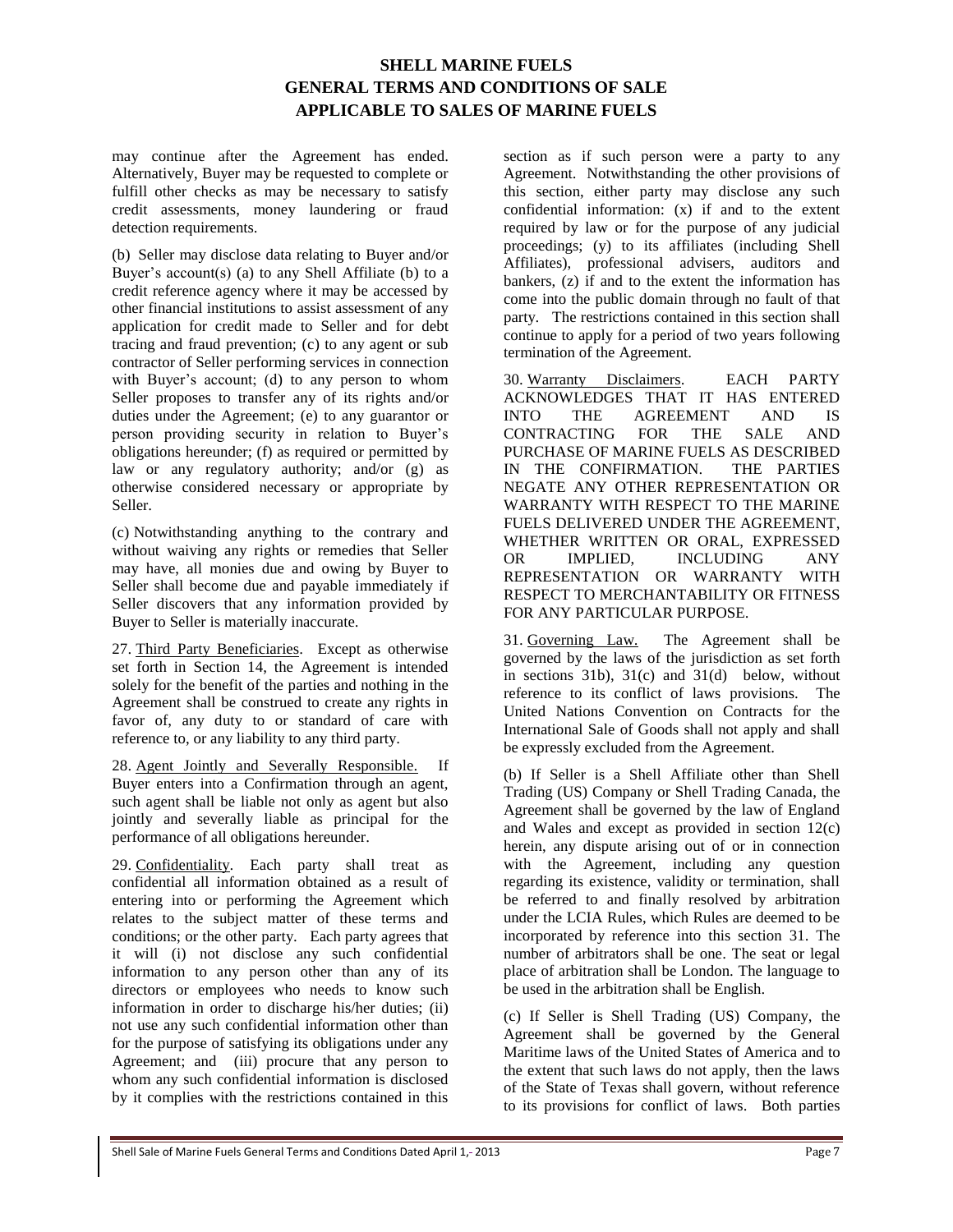may continue after the Agreement has ended. Alternatively, Buyer may be requested to complete or fulfill other checks as may be necessary to satisfy credit assessments, money laundering or fraud detection requirements.

(b) Seller may disclose data relating to Buyer and/or Buyer's account(s) (a) to any Shell Affiliate (b) to a credit reference agency where it may be accessed by other financial institutions to assist assessment of any application for credit made to Seller and for debt tracing and fraud prevention; (c) to any agent or sub contractor of Seller performing services in connection with Buyer's account; (d) to any person to whom Seller proposes to transfer any of its rights and/or duties under the Agreement; (e) to any guarantor or person providing security in relation to Buyer's obligations hereunder; (f) as required or permitted by law or any regulatory authority; and/or (g) as otherwise considered necessary or appropriate by Seller.

(c) Notwithstanding anything to the contrary and without waiving any rights or remedies that Seller may have, all monies due and owing by Buyer to Seller shall become due and payable immediately if Seller discovers that any information provided by Buyer to Seller is materially inaccurate.

27. Third Party Beneficiaries. Except as otherwise set forth in Section 14, the Agreement is intended solely for the benefit of the parties and nothing in the Agreement shall be construed to create any rights in favor of, any duty to or standard of care with reference to, or any liability to any third party.

28. Agent Jointly and Severally Responsible. If Buyer enters into a Confirmation through an agent, such agent shall be liable not only as agent but also jointly and severally liable as principal for the performance of all obligations hereunder.

29. Confidentiality. Each party shall treat as confidential all information obtained as a result of entering into or performing the Agreement which relates to the subject matter of these terms and conditions; or the other party. Each party agrees that it will (i) not disclose any such confidential information to any person other than any of its directors or employees who needs to know such information in order to discharge his/her duties; (ii) not use any such confidential information other than for the purpose of satisfying its obligations under any Agreement; and (iii) procure that any person to whom any such confidential information is disclosed by it complies with the restrictions contained in this section as if such person were a party to any Agreement. Notwithstanding the other provisions of this section, either party may disclose any such confidential information: (x) if and to the extent required by law or for the purpose of any judicial proceedings; (y) to its affiliates (including Shell Affiliates), professional advisers, auditors and bankers, (z) if and to the extent the information has come into the public domain through no fault of that party. The restrictions contained in this section shall continue to apply for a period of two years following termination of the Agreement.

30. Warranty Disclaimers. EACH PARTY ACKNOWLEDGES THAT IT HAS ENTERED INTO THE AGREEMENT AND IS CONTRACTING FOR THE SALE AND PURCHASE OF MARINE FUELS AS DESCRIBED IN THE CONFIRMATION. THE PARTIES NEGATE ANY OTHER REPRESENTATION OR WARRANTY WITH RESPECT TO THE MARINE FUELS DELIVERED UNDER THE AGREEMENT, WHETHER WRITTEN OR ORAL, EXPRESSED OR IMPLIED, INCLUDING ANY REPRESENTATION OR WARRANTY WITH RESPECT TO MERCHANTABILITY OR FITNESS FOR ANY PARTICULAR PURPOSE.

31. Governing Law. The Agreement shall be governed by the laws of the jurisdiction as set forth in sections 31b), 31(c) and 31(d) below, without reference to its conflict of laws provisions. The United Nations Convention on Contracts for the International Sale of Goods shall not apply and shall be expressly excluded from the Agreement.

(b) If Seller is a Shell Affiliate other than Shell Trading (US) Company or Shell Trading Canada, the Agreement shall be governed by the law of England and Wales and except as provided in section 12(c) herein, any dispute arising out of or in connection with the Agreement, including any question regarding its existence, validity or termination, shall be referred to and finally resolved by arbitration under the LCIA Rules, which Rules are deemed to be incorporated by reference into this section 31. The number of arbitrators shall be one. The seat or legal place of arbitration shall be London. The language to be used in the arbitration shall be English.

(c) If Seller is Shell Trading (US) Company, the Agreement shall be governed by the General Maritime laws of the United States of America and to the extent that such laws do not apply, then the laws of the State of Texas shall govern, without reference to its provisions for conflict of laws. Both parties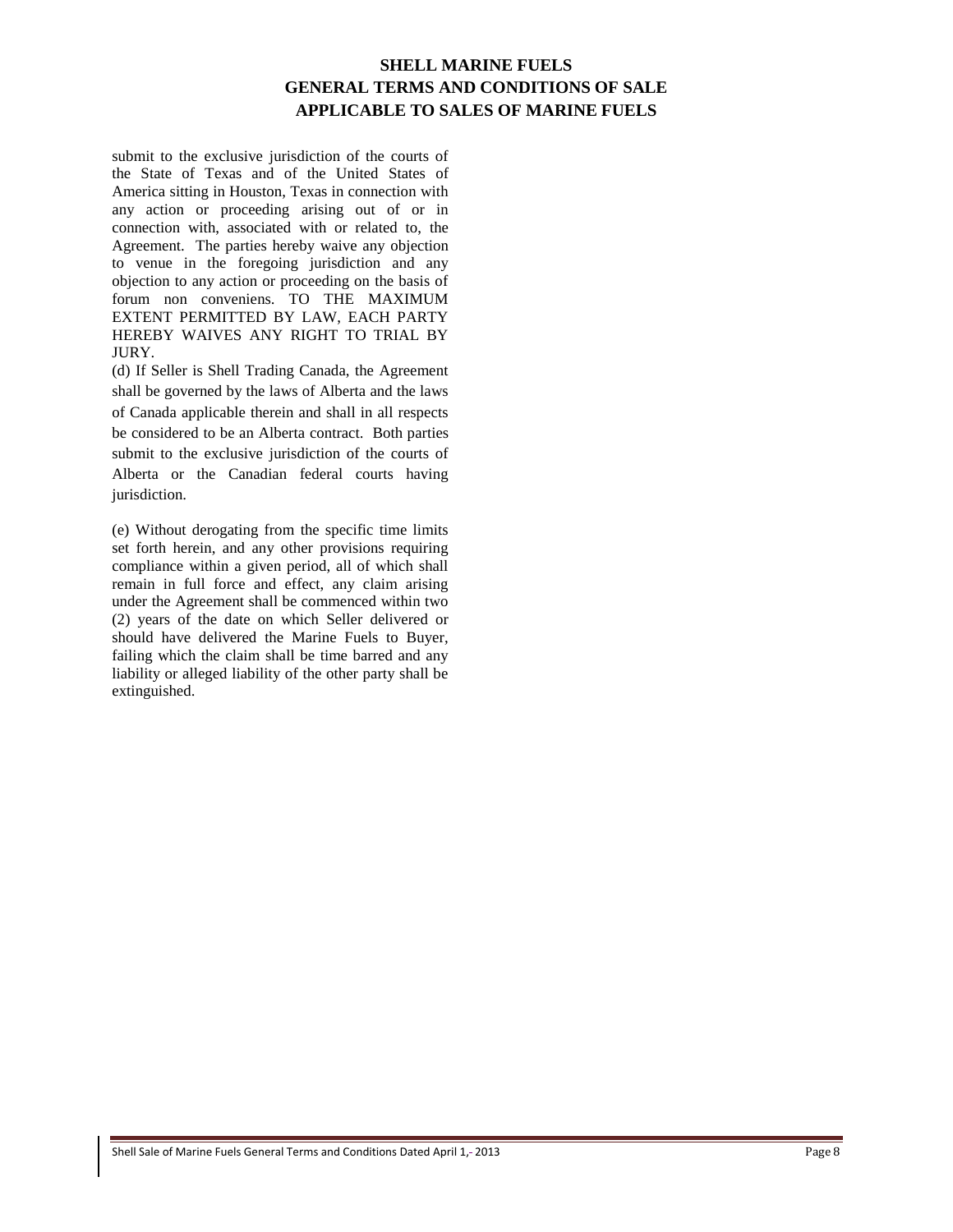submit to the exclusive jurisdiction of the courts of the State of Texas and of the United States of America sitting in Houston, Texas in connection with any action or proceeding arising out of or in connection with, associated with or related to, the Agreement. The parties hereby waive any objection to venue in the foregoing jurisdiction and any objection to any action or proceeding on the basis of forum non conveniens. TO THE MAXIMUM EXTENT PERMITTED BY LAW, EACH PARTY HEREBY WAIVES ANY RIGHT TO TRIAL BY JURY.

(d) If Seller is Shell Trading Canada, the Agreement shall be governed by the laws of Alberta and the laws of Canada applicable therein and shall in all respects be considered to be an Alberta contract. Both parties submit to the exclusive jurisdiction of the courts of Alberta or the Canadian federal courts having jurisdiction.

(e) Without derogating from the specific time limits set forth herein, and any other provisions requiring compliance within a given period, all of which shall remain in full force and effect, any claim arising under the Agreement shall be commenced within two (2) years of the date on which Seller delivered or should have delivered the Marine Fuels to Buyer, failing which the claim shall be time barred and any liability or alleged liability of the other party shall be extinguished.